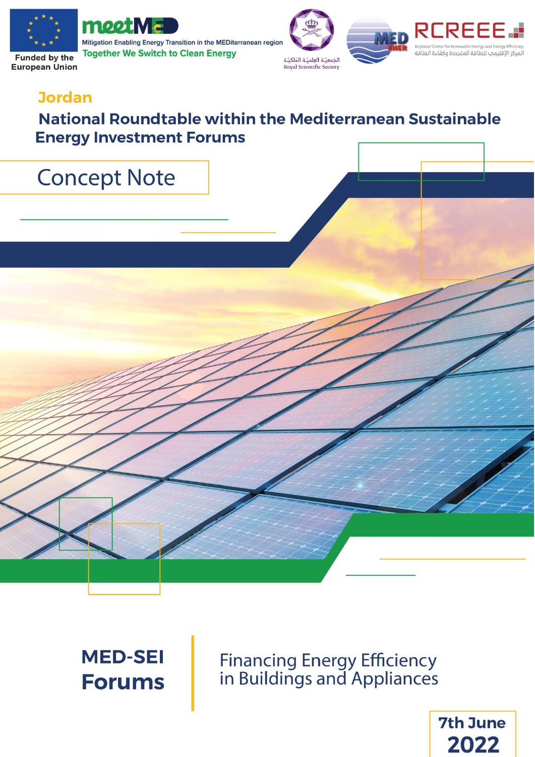Funded by the European Union

meetMED

Mitigation Enabling Energy Transition in the MEDiterranean region

Together We Switch to Clean Energy

الجمعيّة العلميّة الملكيّة

Royal Scientific Society

MEDENER

RCREEE

Regional Center for Renewable Energy and Energy Efficiency

المركز الإقليمي للطاقة المتجددة وكفاءة الطاقة

## Jordan

# National Roundtable within the Mediterranean Sustainable Energy Investment Forums

## Concept Note

**MED-SEI Forums**

Financing Energy Efficiency in Buildings and Appliances

**7th June 2022**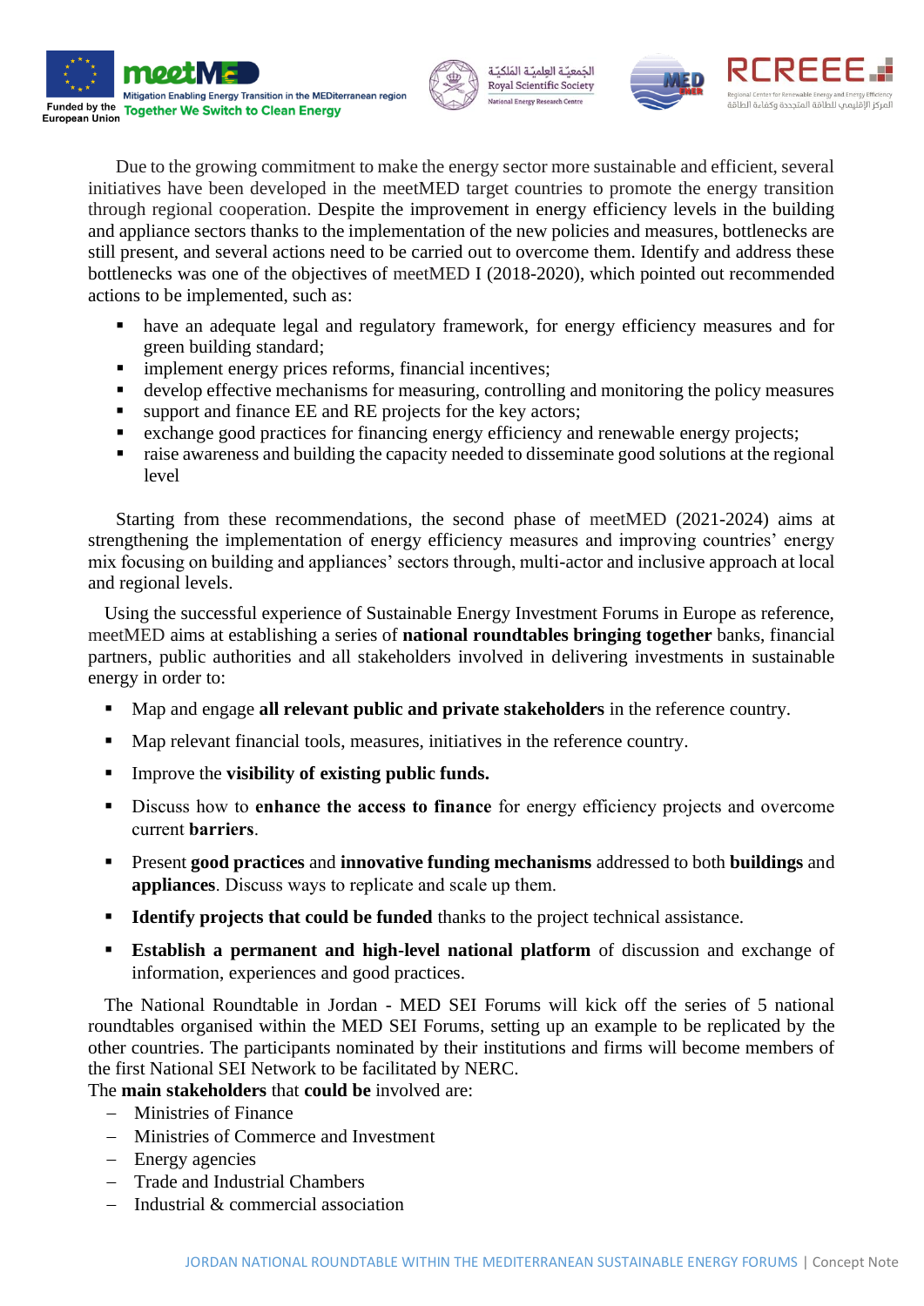Due to the growing commitment to make the energy sector more sustainable and efficient, several initiatives have been developed in the meetMED target countries to promote the energy transition through regional cooperation. Despite the improvement in energy efficiency levels in the building and appliance sectors thanks to the implementation of the new policies and measures, bottlenecks are still present, and several actions need to be carried out to overcome them. Identify and address these bottlenecks was one of the objectives of meetMED I (2018-2020), which pointed out recommended actions to be implemented, such as:

- have an adequate legal and regulatory framework, for energy efficiency measures and for green building standard;
- implement energy prices reforms, financial incentives;
- develop effective mechanisms for measuring, controlling and monitoring the policy measures
- support and finance EE and RE projects for the key actors;
- exchange good practices for financing energy efficiency and renewable energy projects;
- raise awareness and building the capacity needed to disseminate good solutions at the regional level

Starting from these recommendations, the second phase of meetMED (2021-2024) aims at strengthening the implementation of energy efficiency measures and improving countries' energy mix focusing on building and appliances' sectors through, multi-actor and inclusive approach at local and regional levels.

Using the successful experience of Sustainable Energy Investment Forums in Europe as reference, meetMED aims at establishing a series of **national roundtables bringing together** banks, financial partners, public authorities and all stakeholders involved in delivering investments in sustainable energy in order to:

- Map and engage **all relevant public and private stakeholders** in the reference country.
- Map relevant financial tools, measures, initiatives in the reference country.
- Improve the **visibility of existing public funds.**
- Discuss how to **enhance the access to finance** for energy efficiency projects and overcome current **barriers**.
- Present **good practices** and **innovative funding mechanisms** addressed to both **buildings** and **appliances**. Discuss ways to replicate and scale up them.
- **Identify projects that could be funded** thanks to the project technical assistance.
- **Establish a permanent and high-level national platform** of discussion and exchange of information, experiences and good practices.

The National Roundtable in Jordan - MED SEI Forums will kick off the series of 5 national roundtables organised within the MED SEI Forums, setting up an example to be replicated by the other countries. The participants nominated by their institutions and firms will become members of the first National SEI Network to be facilitated by NERC.

The **main stakeholders** that **could be** involved are:

- Ministries of Finance
- Ministries of Commerce and Investment
- Energy agencies
- Trade and Industrial Chambers
- Industrial & commercial association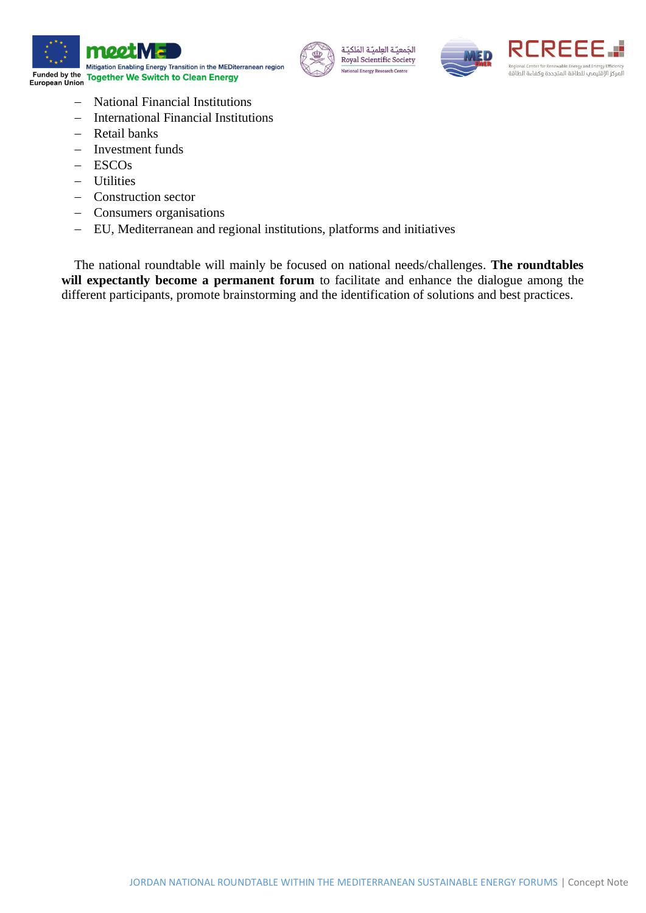- National Financial Institutions
- International Financial Institutions
- Retail banks
- Investment funds
- ESCOs
- Utilities
- Construction sector
- Consumers organisations
- EU, Mediterranean and regional institutions, platforms and initiatives

The national roundtable will mainly be focused on national needs/challenges. **The roundtables will expectantly become a permanent forum** to facilitate and enhance the dialogue among the different participants, promote brainstorming and the identification of solutions and best practices.